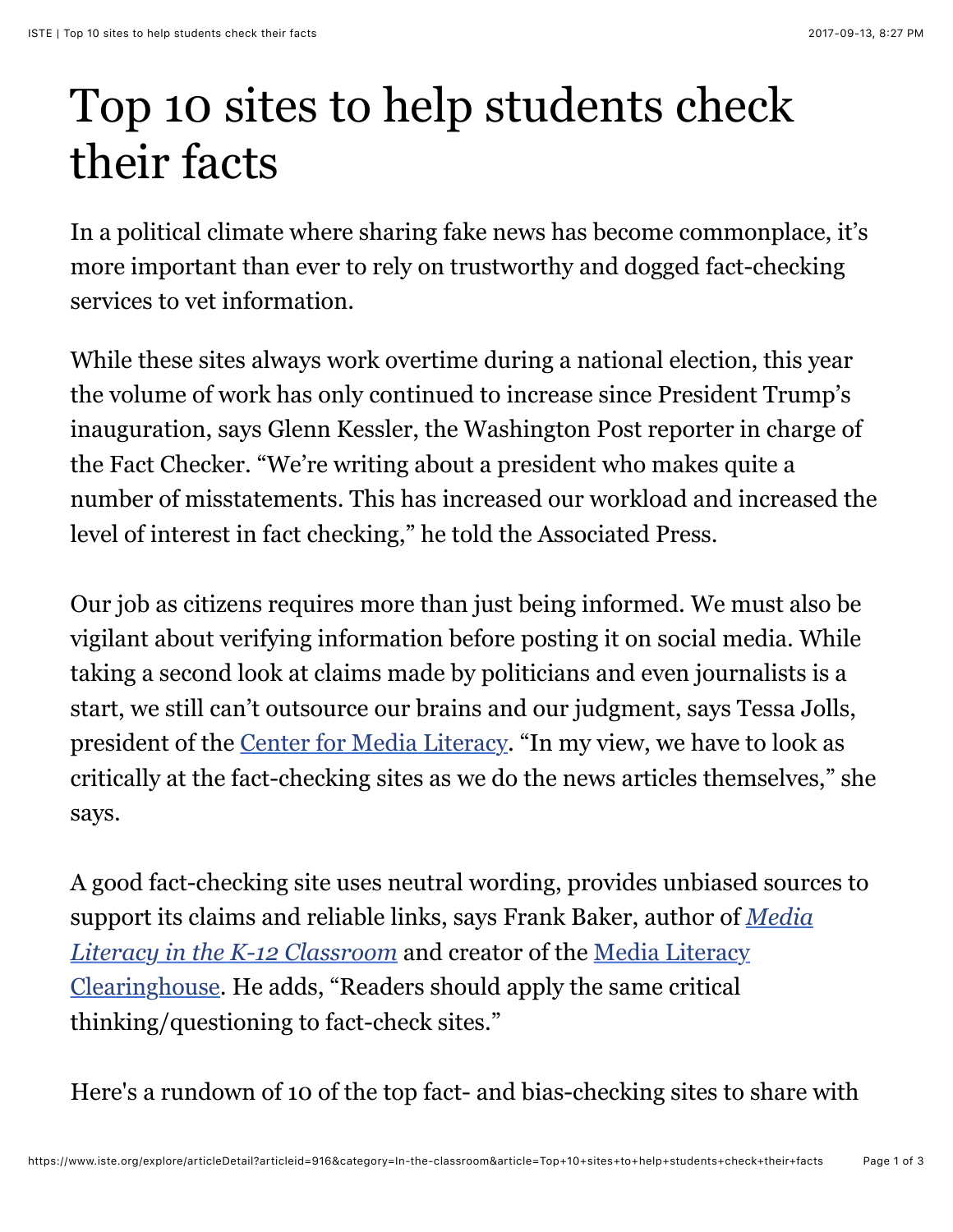# Top 10 sites to help students check their facts

In a political climate where sharing fake news has become commonplace, it's more important than ever to rely on trustworthy and dogged fact-checking services to vet information.

While these sites always work overtime during a national election, this year the volume of work has only continued to increase since President Trump's inauguration, says Glenn Kessler, the Washington Post reporter in charge of the Fact Checker. "We're writing about a president who makes quite a number of misstatements. This has increased our workload and increased the level of interest in fact checking," he told the Associated Press.

Our job as citizens requires more than just being informed. We must also be vigilant about verifying information before posting it on social media. While taking a second look at claims made by politicians and even journalists is a start, we still can't outsource our brains and our judgment, says Tessa Jolls, president of the Center for Media Literacy. "In my view, we have to look as critically at the fact-checking sites as we do the news articles themselves," she says.

A good fact-checking site uses neutral wording, provides unbiased sources to support its claims and reliable links, says Frank Baker, author of *Media Literacy in the K-12 Classroom* and creator of the Media Literacy Clearinghouse. He adds, "Readers should apply the same critical thinking/questioning to fact-check sites."

Here's a rundown of 10 of the top fact- and bias-checking sites to share with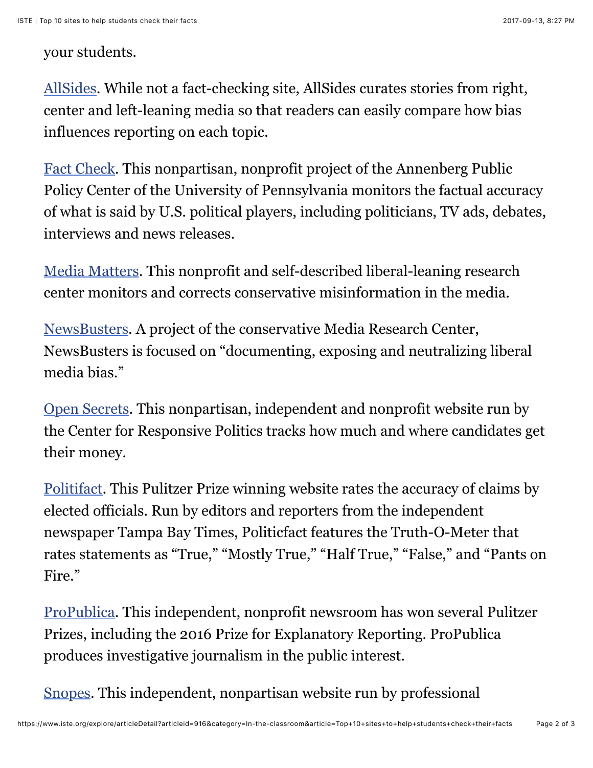your students.

AllSides. While not a fact-checking site, AllSides curates stories from right, center and left-leaning media so that readers can easily compare how bias influences reporting on each topic.

Fact Check. This nonpartisan, nonprofit project of the Annenberg Public Policy Center of the University of Pennsylvania monitors the factual accuracy of what is said by U.S. political players, including politicians, TV ads, debates, interviews and news releases.

Media Matters. This nonprofit and self-described liberal-leaning research center monitors and corrects conservative misinformation in the media.

NewsBusters. A project of the conservative Media Research Center, NewsBusters is focused on "documenting, exposing and neutralizing liberal media bias."

Open Secrets. This nonpartisan, independent and nonprofit website run by the Center for Responsive Politics tracks how much and where candidates get their money.

Politifact. This Pulitzer Prize winning website rates the accuracy of claims by elected officials. Run by editors and reporters from the independent newspaper Tampa Bay Times, Politicfact features the Truth-O-Meter that rates statements as "True," "Mostly True," "Half True," "False," and "Pants on Fire."

ProPublica. This independent, nonprofit newsroom has won several Pulitzer Prizes, including the 2016 Prize for Explanatory Reporting. ProPublica produces investigative journalism in the public interest.

Snopes. This independent, nonpartisan website run by professional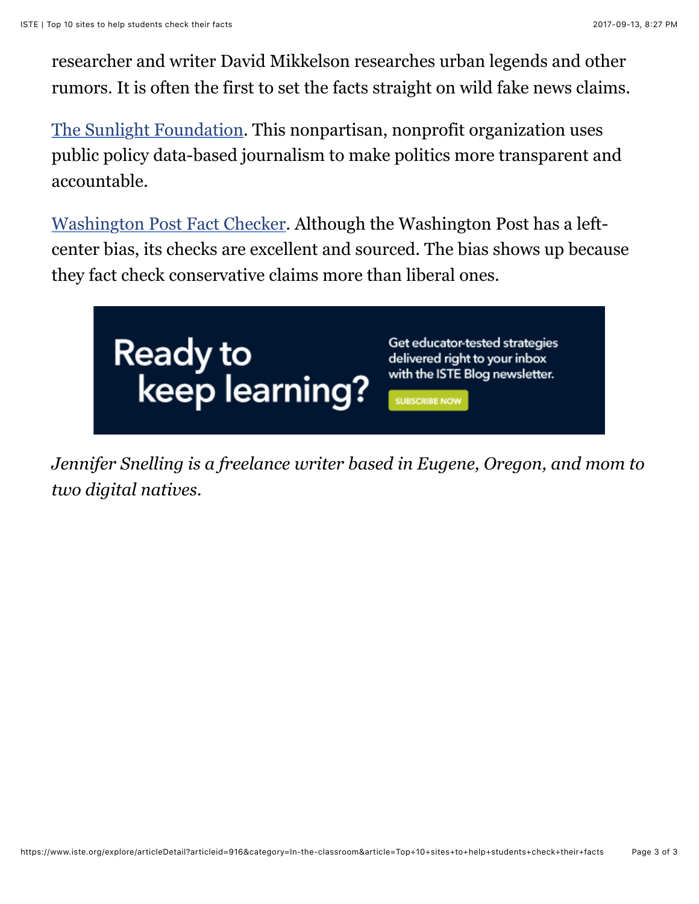researcher and writer David Mikkelson researches urban legends and other rumors. It is often the first to set the facts straight on wild fake news claims.

The Sunlight Foundation. This nonpartisan, nonprofit organization uses public policy data-based journalism to make politics more transparent and accountable.

Washington Post Fact Checker. Although the Washington Post has a left-center bias, its checks are excellent and sourced. The bias shows up because they fact check conservative claims more than liberal ones.

Ready to keep learning?

Get educator-tested strategies delivered right to your inbox with the ISTE Blog newsletter.

SUBSCRIBE NOW

*Jennifer Snelling is a freelance writer based in Eugene, Oregon, and mom to two digital natives.*